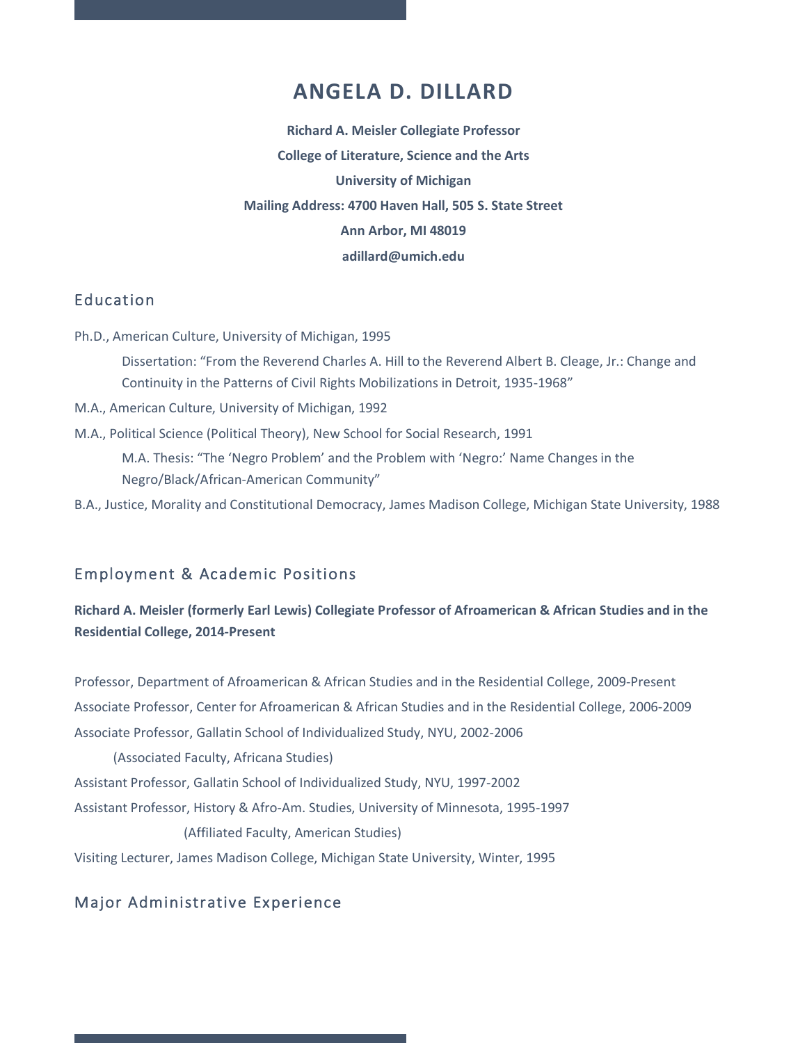# ANGELA D. DILLARD

**Richard A. Meisler Collegiate Professor**

**College of Literature, Science and the Arts**

**University of Michigan**

**Mailing Address: 4700 Haven Hall, 505 S. State Street**

**Ann Arbor, MI 48019**

**adillard@umich.edu**

## Education

Ph.D., American Culture, University of Michigan, 1995

> Dissertation: "From the Reverend Charles A. Hill to the Reverend Albert B. Cleage, Jr.: Change and Continuity in the Patterns of Civil Rights Mobilizations in Detroit, 1935-1968"

M.A., American Culture, University of Michigan, 1992

M.A., Political Science (Political Theory), New School for Social Research, 1991

> M.A. Thesis: "The 'Negro Problem' and the Problem with 'Negro:' Name Changes in the Negro/Black/African-American Community"

B.A., Justice, Morality and Constitutional Democracy, James Madison College, Michigan State University, 1988

## Employment & Academic Positions

**Richard A. Meisler (formerly Earl Lewis) Collegiate Professor of Afroamerican & African Studies and in the Residential College, 2014-Present**

Professor, Department of Afroamerican & African Studies and in the Residential College, 2009-Present

Associate Professor, Center for Afroamerican & African Studies and in the Residential College, 2006-2009

Associate Professor, Gallatin School of Individualized Study, NYU, 2002-2006

(Associated Faculty, Africana Studies)

Assistant Professor, Gallatin School of Individualized Study, NYU, 1997-2002

Assistant Professor, History & Afro-Am. Studies, University of Minnesota, 1995-1997

(Affiliated Faculty, American Studies)

Visiting Lecturer, James Madison College, Michigan State University, Winter, 1995

## Major Administrative Experience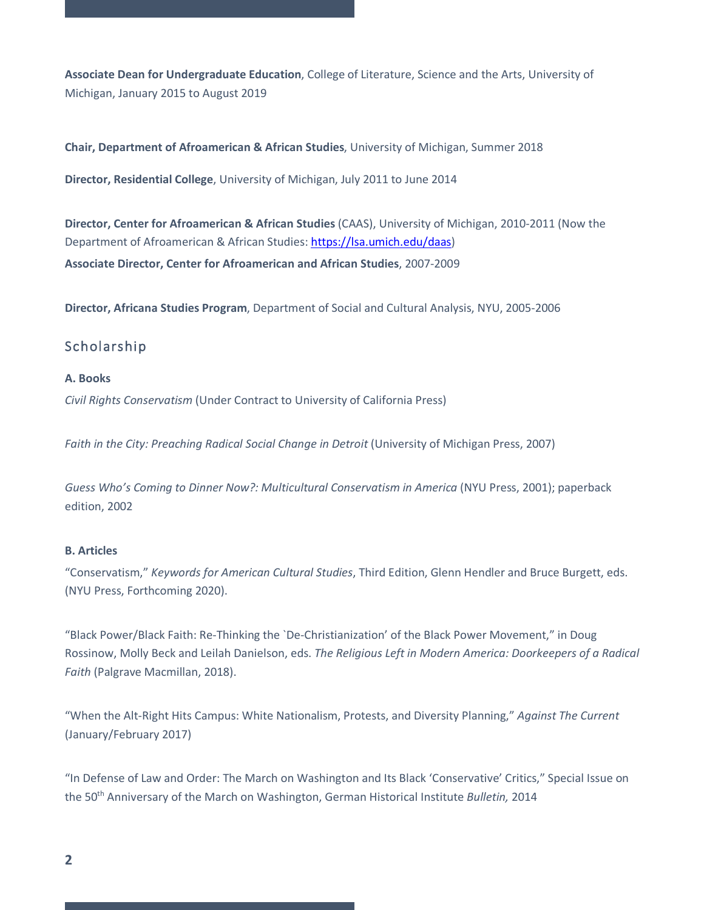**Associate Dean for Undergraduate Education**, College of Literature, Science and the Arts, University of Michigan, January 2015 to August 2019

**Chair, Department of Afroamerican & African Studies**, University of Michigan, Summer 2018

**Director, Residential College**, University of Michigan, July 2011 to June 2014

**Director, Center for Afroamerican & African Studies** (CAAS), University of Michigan, 2010-2011 (Now the Department of Afroamerican & African Studies: https://lsa.umich.edu/daas)

**Associate Director, Center for Afroamerican and African Studies**, 2007-2009

**Director, Africana Studies Program**, Department of Social and Cultural Analysis, NYU, 2005-2006

## Scholarship

**A. Books**

*Civil Rights Conservatism* (Under Contract to University of California Press)

*Faith in the City: Preaching Radical Social Change in Detroit* (University of Michigan Press, 2007)

*Guess Who's Coming to Dinner Now?: Multicultural Conservatism in America* (NYU Press, 2001); paperback edition, 2002

**B. Articles**

"Conservatism," *Keywords for American Cultural Studies*, Third Edition, Glenn Hendler and Bruce Burgett, eds. (NYU Press, Forthcoming 2020).

"Black Power/Black Faith: Re-Thinking the `De-Christianization' of the Black Power Movement," in Doug Rossinow, Molly Beck and Leilah Danielson, eds. *The Religious Left in Modern America: Doorkeepers of a Radical Faith* (Palgrave Macmillan, 2018).

"When the Alt-Right Hits Campus: White Nationalism, Protests, and Diversity Planning," *Against The Current* (January/February 2017)

"In Defense of Law and Order: The March on Washington and Its Black 'Conservative' Critics," Special Issue on the 50th Anniversary of the March on Washington, German Historical Institute *Bulletin,* 2014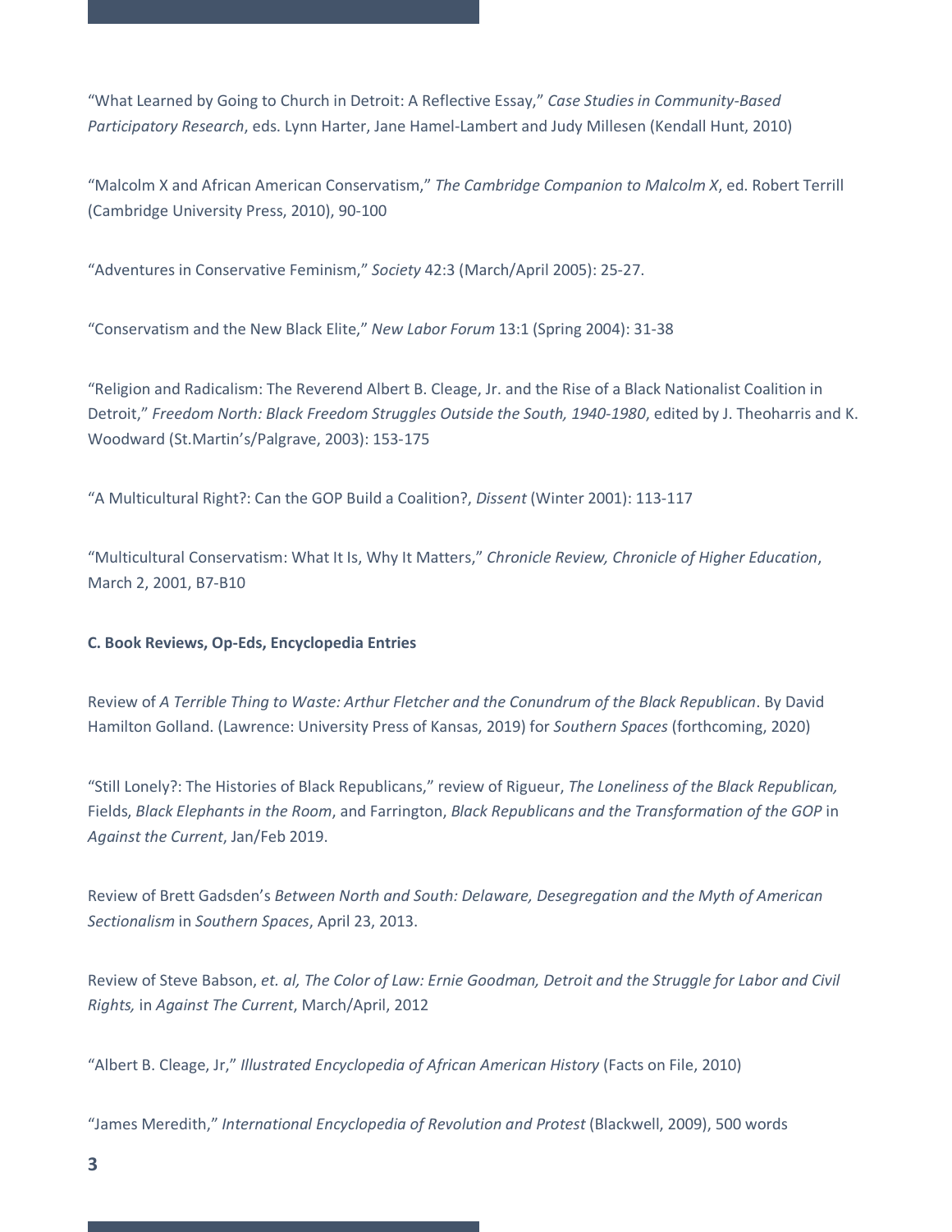"What Learned by Going to Church in Detroit: A Reflective Essay," *Case Studies in Community-Based Participatory Research*, eds. Lynn Harter, Jane Hamel-Lambert and Judy Millesen (Kendall Hunt, 2010)

"Malcolm X and African American Conservatism," *The Cambridge Companion to Malcolm X*, ed. Robert Terrill (Cambridge University Press, 2010), 90-100

"Adventures in Conservative Feminism," *Society* 42:3 (March/April 2005): 25-27.

"Conservatism and the New Black Elite," *New Labor Forum* 13:1 (Spring 2004): 31-38

"Religion and Radicalism: The Reverend Albert B. Cleage, Jr. and the Rise of a Black Nationalist Coalition in Detroit," *Freedom North: Black Freedom Struggles Outside the South, 1940-1980*, edited by J. Theoharris and K. Woodward (St.Martin's/Palgrave, 2003): 153-175

"A Multicultural Right?: Can the GOP Build a Coalition?, *Dissent* (Winter 2001): 113-117

"Multicultural Conservatism: What It Is, Why It Matters," *Chronicle Review, Chronicle of Higher Education*, March 2, 2001, B7-B10

**C. Book Reviews, Op-Eds, Encyclopedia Entries**

Review of *A Terrible Thing to Waste: Arthur Fletcher and the Conundrum of the Black Republican*. By David Hamilton Golland. (Lawrence: University Press of Kansas, 2019) for *Southern Spaces* (forthcoming, 2020)

"Still Lonely?: The Histories of Black Republicans," review of Rigueur, *The Loneliness of the Black Republican,* Fields, *Black Elephants in the Room*, and Farrington, *Black Republicans and the Transformation of the GOP* in *Against the Current*, Jan/Feb 2019.

Review of Brett Gadsden's *Between North and South: Delaware, Desegregation and the Myth of American Sectionalism* in *Southern Spaces*, April 23, 2013.

Review of Steve Babson, *et. al, The Color of Law: Ernie Goodman, Detroit and the Struggle for Labor and Civil Rights,* in *Against The Current*, March/April, 2012

"Albert B. Cleage, Jr," *Illustrated Encyclopedia of African American History* (Facts on File, 2010)

"James Meredith," *International Encyclopedia of Revolution and Protest* (Blackwell, 2009), 500 words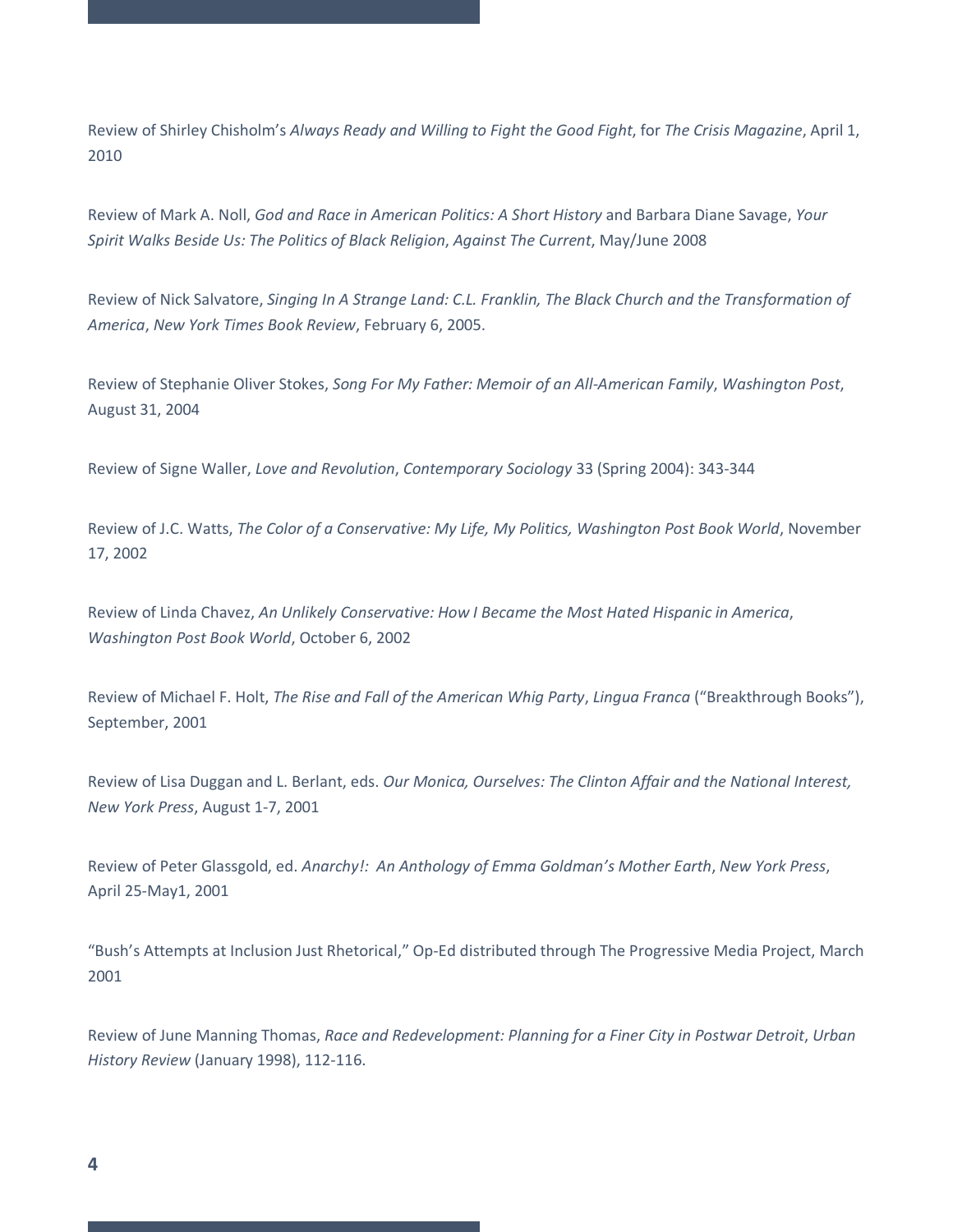Review of Shirley Chisholm's *Always Ready and Willing to Fight the Good Fight*, for *The Crisis Magazine*, April 1, 2010

Review of Mark A. Noll, *God and Race in American Politics: A Short History* and Barbara Diane Savage, *Your Spirit Walks Beside Us: The Politics of Black Religion*, *Against The Current*, May/June 2008

Review of Nick Salvatore, *Singing In A Strange Land: C.L. Franklin, The Black Church and the Transformation of America*, *New York Times Book Review*, February 6, 2005.

Review of Stephanie Oliver Stokes, *Song For My Father: Memoir of an All-American Family*, *Washington Post*, August 31, 2004

Review of Signe Waller, *Love and Revolution*, *Contemporary Sociology* 33 (Spring 2004): 343-344

Review of J.C. Watts, *The Color of a Conservative: My Life, My Politics, Washington Post Book World*, November 17, 2002

Review of Linda Chavez, *An Unlikely Conservative: How I Became the Most Hated Hispanic in America*, *Washington Post Book World*, October 6, 2002

Review of Michael F. Holt, *The Rise and Fall of the American Whig Party*, *Lingua Franca* ("Breakthrough Books"), September, 2001

Review of Lisa Duggan and L. Berlant, eds. *Our Monica, Ourselves: The Clinton Affair and the National Interest, New York Press*, August 1-7, 2001

Review of Peter Glassgold, ed. *Anarchy!: An Anthology of Emma Goldman's Mother Earth*, *New York Press*, April 25-May1, 2001

"Bush's Attempts at Inclusion Just Rhetorical," Op-Ed distributed through The Progressive Media Project, March 2001

Review of June Manning Thomas, *Race and Redevelopment: Planning for a Finer City in Postwar Detroit*, *Urban History Review* (January 1998), 112-116.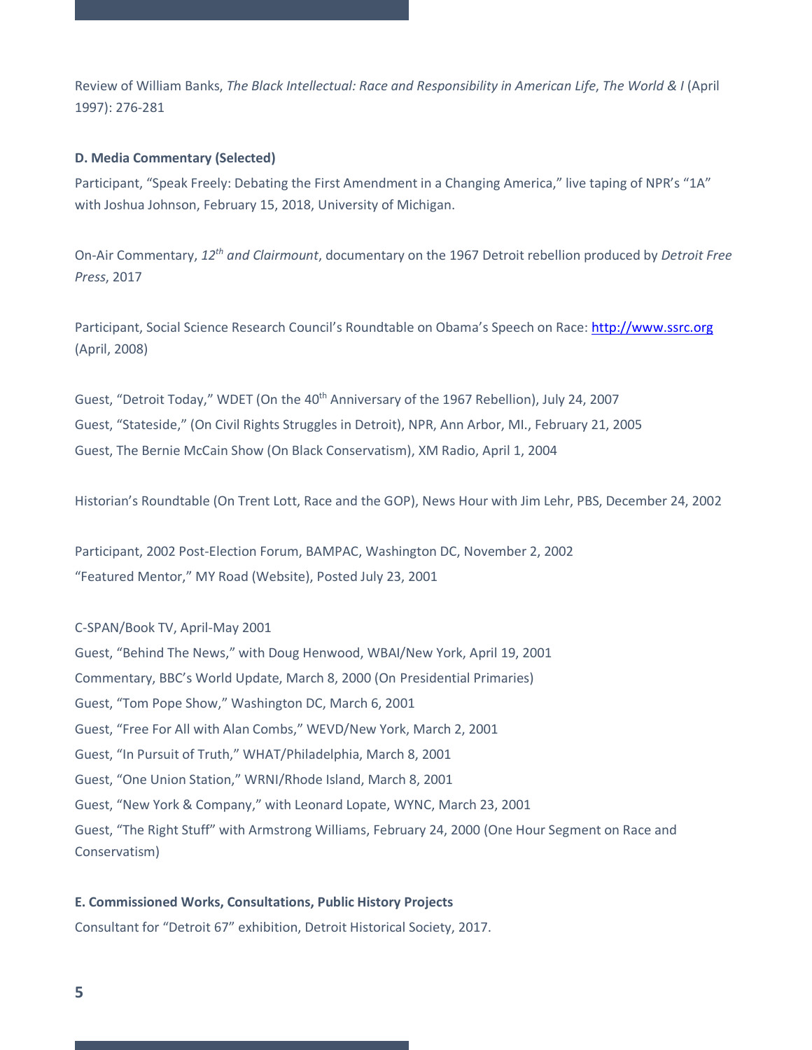Review of William Banks, *The Black Intellectual: Race and Responsibility in American Life*, *The World & I* (April 1997): 276-281

**D. Media Commentary (Selected)**

Participant, "Speak Freely: Debating the First Amendment in a Changing America," live taping of NPR's "1A" with Joshua Johnson, February 15, 2018, University of Michigan.

On-Air Commentary, *12th and Clairmount*, documentary on the 1967 Detroit rebellion produced by *Detroit Free Press*, 2017

Participant, Social Science Research Council's Roundtable on Obama's Speech on Race: [http://www.ssrc.org](http://www.ssrc.org) (April, 2008)

Guest, "Detroit Today," WDET (On the 40th Anniversary of the 1967 Rebellion), July 24, 2007

Guest, "Stateside," (On Civil Rights Struggles in Detroit), NPR, Ann Arbor, MI., February 21, 2005

Guest, The Bernie McCain Show (On Black Conservatism), XM Radio, April 1, 2004

Historian's Roundtable (On Trent Lott, Race and the GOP), News Hour with Jim Lehr, PBS, December 24, 2002

Participant, 2002 Post-Election Forum, BAMPAC, Washington DC, November 2, 2002

"Featured Mentor," MY Road (Website), Posted July 23, 2001

C-SPAN/Book TV, April-May 2001

Guest, "Behind The News," with Doug Henwood, WBAI/New York, April 19, 2001

Commentary, BBC's World Update, March 8, 2000 (On Presidential Primaries)

Guest, "Tom Pope Show," Washington DC, March 6, 2001

Guest, "Free For All with Alan Combs," WEVD/New York, March 2, 2001

Guest, "In Pursuit of Truth," WHAT/Philadelphia, March 8, 2001

Guest, "One Union Station," WRNI/Rhode Island, March 8, 2001

Guest, "New York & Company," with Leonard Lopate, WYNC, March 23, 2001

Guest, "The Right Stuff" with Armstrong Williams, February 24, 2000 (One Hour Segment on Race and Conservatism)

**E. Commissioned Works, Consultations, Public History Projects**

Consultant for "Detroit 67" exhibition, Detroit Historical Society, 2017.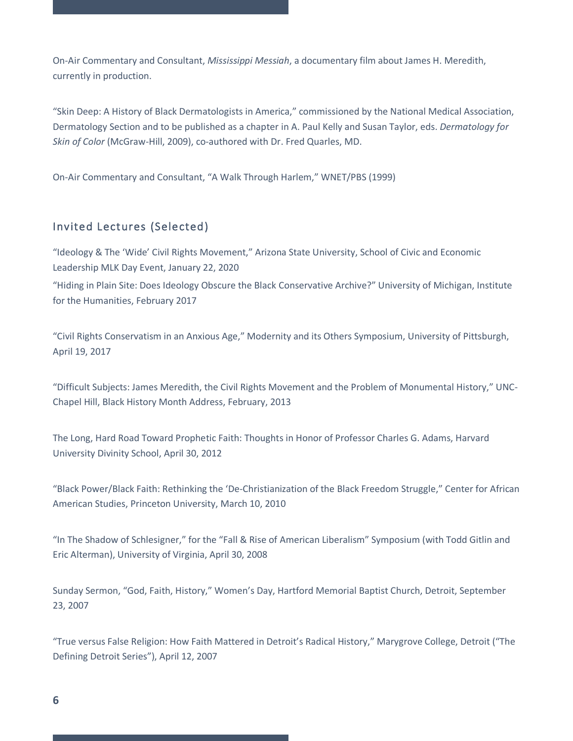On-Air Commentary and Consultant, *Mississippi Messiah*, a documentary film about James H. Meredith, currently in production.

"Skin Deep: A History of Black Dermatologists in America," commissioned by the National Medical Association, Dermatology Section and to be published as a chapter in A. Paul Kelly and Susan Taylor, eds. *Dermatology for Skin of Color* (McGraw-Hill, 2009), co-authored with Dr. Fred Quarles, MD.

On-Air Commentary and Consultant, "A Walk Through Harlem," WNET/PBS (1999)

## Invited Lectures (Selected)

"Ideology & The 'Wide' Civil Rights Movement," Arizona State University, School of Civic and Economic Leadership MLK Day Event, January 22, 2020

"Hiding in Plain Site: Does Ideology Obscure the Black Conservative Archive?" University of Michigan, Institute for the Humanities, February 2017

"Civil Rights Conservatism in an Anxious Age," Modernity and its Others Symposium, University of Pittsburgh, April 19, 2017

"Difficult Subjects: James Meredith, the Civil Rights Movement and the Problem of Monumental History," UNC-Chapel Hill, Black History Month Address, February, 2013

The Long, Hard Road Toward Prophetic Faith: Thoughts in Honor of Professor Charles G. Adams, Harvard University Divinity School, April 30, 2012

"Black Power/Black Faith: Rethinking the 'De-Christianization of the Black Freedom Struggle," Center for African American Studies, Princeton University, March 10, 2010

"In The Shadow of Schlesigner," for the "Fall & Rise of American Liberalism" Symposium (with Todd Gitlin and Eric Alterman), University of Virginia, April 30, 2008

Sunday Sermon, "God, Faith, History," Women's Day, Hartford Memorial Baptist Church, Detroit, September 23, 2007

"True versus False Religion: How Faith Mattered in Detroit's Radical History," Marygrove College, Detroit ("The Defining Detroit Series"), April 12, 2007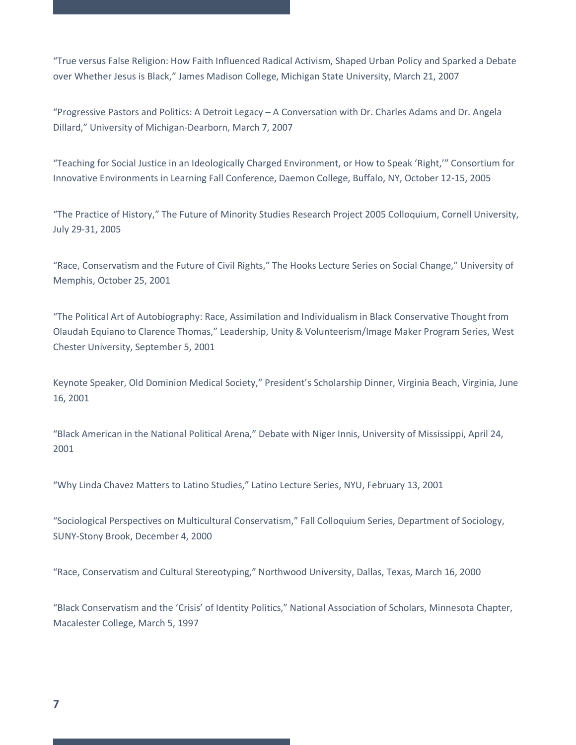“True versus False Religion: How Faith Influenced Radical Activism, Shaped Urban Policy and Sparked a Debate over Whether Jesus is Black,” James Madison College, Michigan State University, March 21, 2007

“Progressive Pastors and Politics: A Detroit Legacy – A Conversation with Dr. Charles Adams and Dr. Angela Dillard,” University of Michigan-Dearborn, March 7, 2007

“Teaching for Social Justice in an Ideologically Charged Environment, or How to Speak ‘Right,’” Consortium for Innovative Environments in Learning Fall Conference, Daemon College, Buffalo, NY, October 12-15, 2005

“The Practice of History,” The Future of Minority Studies Research Project 2005 Colloquium, Cornell University, July 29-31, 2005

“Race, Conservatism and the Future of Civil Rights,” The Hooks Lecture Series on Social Change,” University of Memphis, October 25, 2001

“The Political Art of Autobiography: Race, Assimilation and Individualism in Black Conservative Thought from Olaudah Equiano to Clarence Thomas,” Leadership, Unity & Volunteerism/Image Maker Program Series, West Chester University, September 5, 2001

Keynote Speaker, Old Dominion Medical Society,” President’s Scholarship Dinner, Virginia Beach, Virginia, June 16, 2001

“Black American in the National Political Arena,” Debate with Niger Innis, University of Mississippi, April 24, 2001

“Why Linda Chavez Matters to Latino Studies,” Latino Lecture Series, NYU, February 13, 2001

“Sociological Perspectives on Multicultural Conservatism,” Fall Colloquium Series, Department of Sociology, SUNY-Stony Brook, December 4, 2000

“Race, Conservatism and Cultural Stereotyping,” Northwood University, Dallas, Texas, March 16, 2000

“Black Conservatism and the ‘Crisis’ of Identity Politics,” National Association of Scholars, Minnesota Chapter, Macalester College, March 5, 1997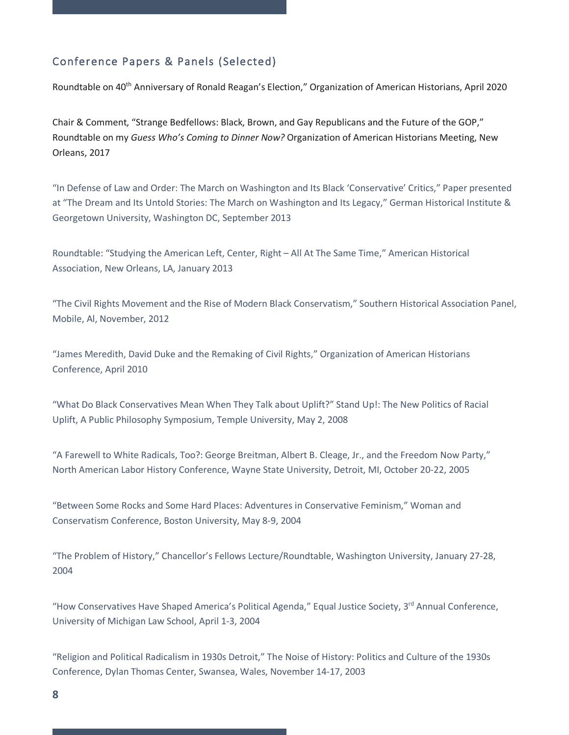## Conference Papers & Panels (Selected)

Roundtable on 40th Anniversary of Ronald Reagan's Election," Organization of American Historians, April 2020

Chair & Comment, "Strange Bedfellows: Black, Brown, and Gay Republicans and the Future of the GOP," Roundtable on my *Guess Who's Coming to Dinner Now?* Organization of American Historians Meeting, New Orleans, 2017

"In Defense of Law and Order: The March on Washington and Its Black 'Conservative' Critics," Paper presented at "The Dream and Its Untold Stories: The March on Washington and Its Legacy," German Historical Institute & Georgetown University, Washington DC, September 2013

Roundtable: "Studying the American Left, Center, Right – All At The Same Time," American Historical Association, New Orleans, LA, January 2013

"The Civil Rights Movement and the Rise of Modern Black Conservatism," Southern Historical Association Panel, Mobile, Al, November, 2012

"James Meredith, David Duke and the Remaking of Civil Rights," Organization of American Historians Conference, April 2010

"What Do Black Conservatives Mean When They Talk about Uplift?" Stand Up!: The New Politics of Racial Uplift, A Public Philosophy Symposium, Temple University, May 2, 2008

"A Farewell to White Radicals, Too?: George Breitman, Albert B. Cleage, Jr., and the Freedom Now Party," North American Labor History Conference, Wayne State University, Detroit, MI, October 20-22, 2005

"Between Some Rocks and Some Hard Places: Adventures in Conservative Feminism," Woman and Conservatism Conference, Boston University, May 8-9, 2004

"The Problem of History," Chancellor's Fellows Lecture/Roundtable, Washington University, January 27-28, 2004

"How Conservatives Have Shaped America's Political Agenda," Equal Justice Society, 3rd Annual Conference, University of Michigan Law School, April 1-3, 2004

"Religion and Political Radicalism in 1930s Detroit," The Noise of History: Politics and Culture of the 1930s Conference, Dylan Thomas Center, Swansea, Wales, November 14-17, 2003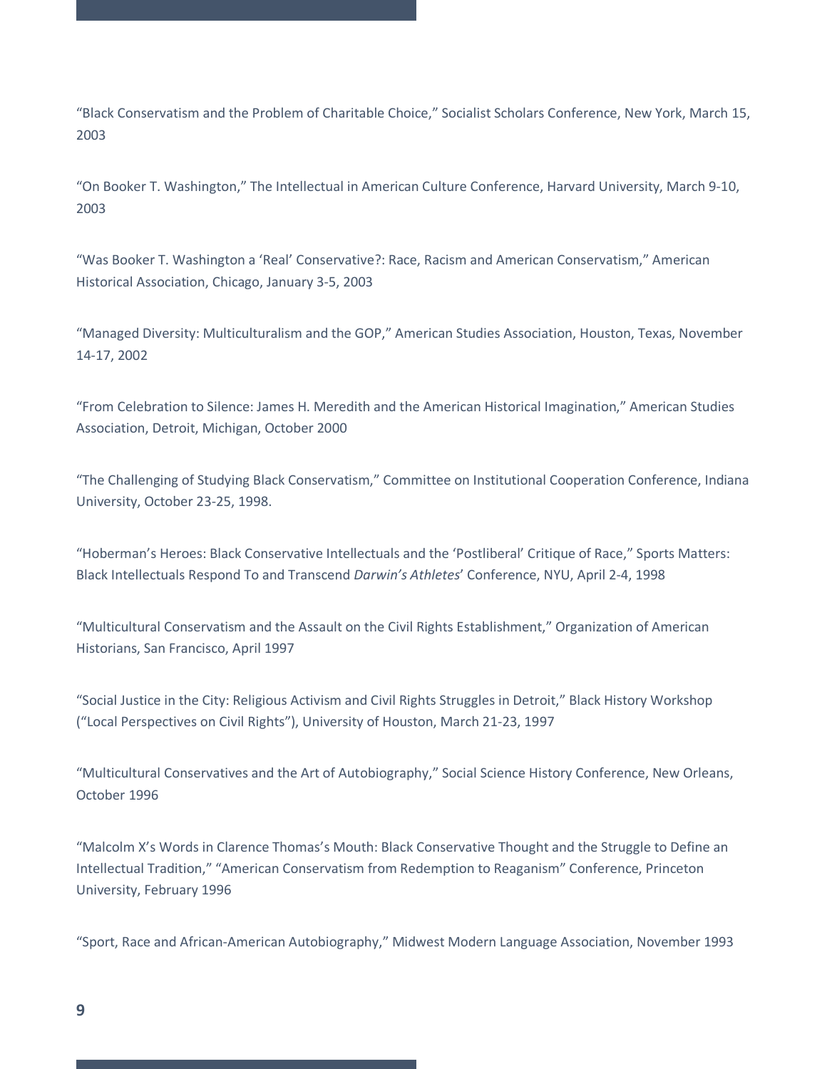“Black Conservatism and the Problem of Charitable Choice,” Socialist Scholars Conference, New York, March 15, 2003

“On Booker T. Washington,” The Intellectual in American Culture Conference, Harvard University, March 9-10, 2003

“Was Booker T. Washington a ‘Real’ Conservative?: Race, Racism and American Conservatism,” American Historical Association, Chicago, January 3-5, 2003

“Managed Diversity: Multiculturalism and the GOP,” American Studies Association, Houston, Texas, November 14-17, 2002

“From Celebration to Silence: James H. Meredith and the American Historical Imagination,” American Studies Association, Detroit, Michigan, October 2000

“The Challenging of Studying Black Conservatism,” Committee on Institutional Cooperation Conference, Indiana University, October 23-25, 1998.

“Hoberman’s Heroes: Black Conservative Intellectuals and the ‘Postliberal’ Critique of Race,” Sports Matters: Black Intellectuals Respond To and Transcend *Darwin’s Athletes*’ Conference, NYU, April 2-4, 1998

“Multicultural Conservatism and the Assault on the Civil Rights Establishment,” Organization of American Historians, San Francisco, April 1997

“Social Justice in the City: Religious Activism and Civil Rights Struggles in Detroit,” Black History Workshop (“Local Perspectives on Civil Rights”), University of Houston, March 21-23, 1997

“Multicultural Conservatives and the Art of Autobiography,” Social Science History Conference, New Orleans, October 1996

“Malcolm X’s Words in Clarence Thomas’s Mouth: Black Conservative Thought and the Struggle to Define an Intellectual Tradition,” “American Conservatism from Redemption to Reaganism” Conference, Princeton University, February 1996

“Sport, Race and African-American Autobiography,” Midwest Modern Language Association, November 1993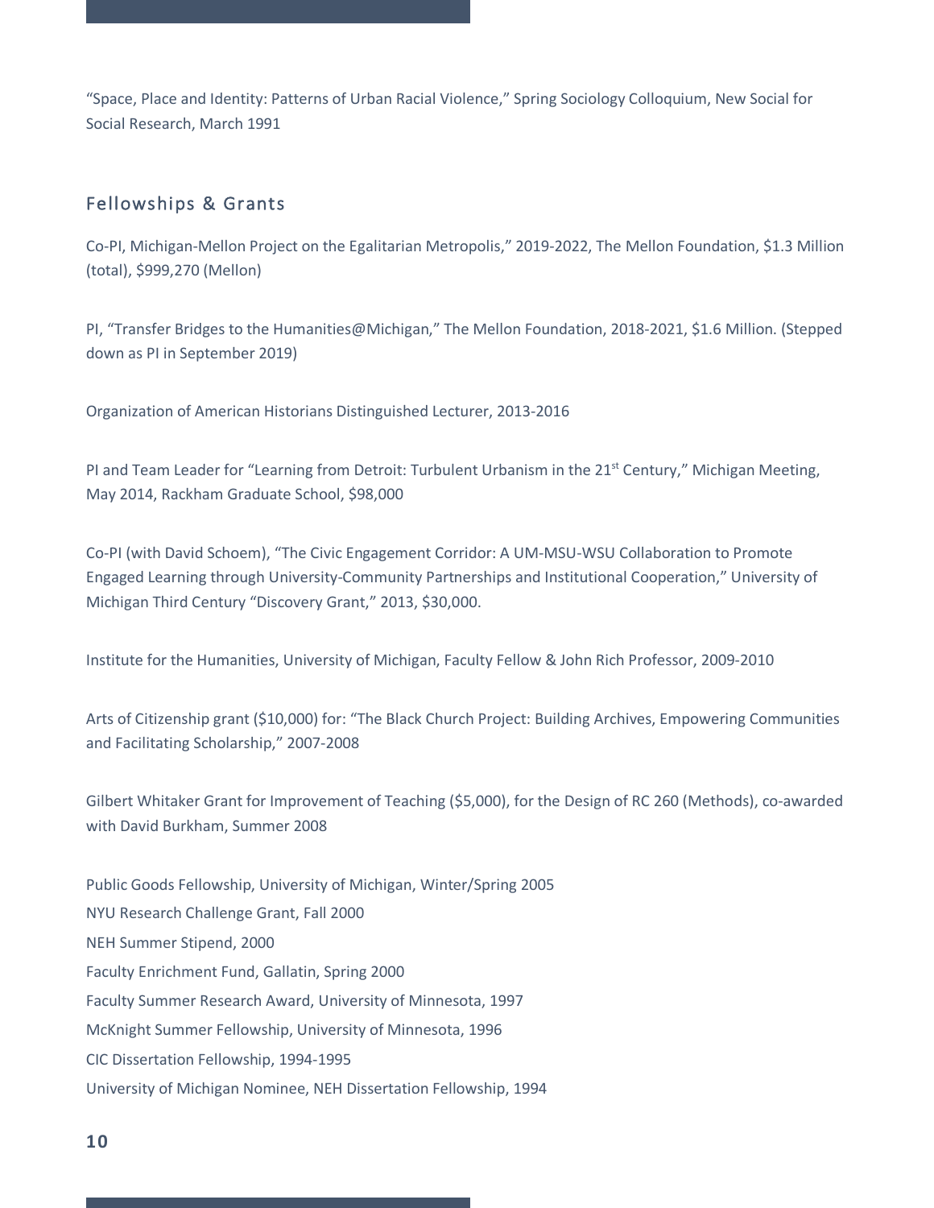"Space, Place and Identity: Patterns of Urban Racial Violence," Spring Sociology Colloquium, New Social for Social Research, March 1991

## Fellowships & Grants

Co-PI, Michigan-Mellon Project on the Egalitarian Metropolis," 2019-2022, The Mellon Foundation, $1.3 Million (total), $999,270 (Mellon)

PI, "Transfer Bridges to the Humanities@Michigan," The Mellon Foundation, 2018-2021, $1.6 Million. (Stepped down as PI in September 2019)

Organization of American Historians Distinguished Lecturer, 2013-2016

PI and Team Leader for "Learning from Detroit: Turbulent Urbanism in the 21st Century," Michigan Meeting, May 2014, Rackham Graduate School, $98,000

Co-PI (with David Schoem), "The Civic Engagement Corridor: A UM-MSU-WSU Collaboration to Promote Engaged Learning through University-Community Partnerships and Institutional Cooperation," University of Michigan Third Century "Discovery Grant," 2013, $30,000.

Institute for the Humanities, University of Michigan, Faculty Fellow & John Rich Professor, 2009-2010

Arts of Citizenship grant ($10,000) for: "The Black Church Project: Building Archives, Empowering Communities and Facilitating Scholarship," 2007-2008

Gilbert Whitaker Grant for Improvement of Teaching ($5,000), for the Design of RC 260 (Methods), co-awarded with David Burkham, Summer 2008

Public Goods Fellowship, University of Michigan, Winter/Spring 2005
NYU Research Challenge Grant, Fall 2000
NEH Summer Stipend, 2000
Faculty Enrichment Fund, Gallatin, Spring 2000
Faculty Summer Research Award, University of Minnesota, 1997
McKnight Summer Fellowship, University of Minnesota, 1996
CIC Dissertation Fellowship, 1994-1995
University of Michigan Nominee, NEH Dissertation Fellowship, 1994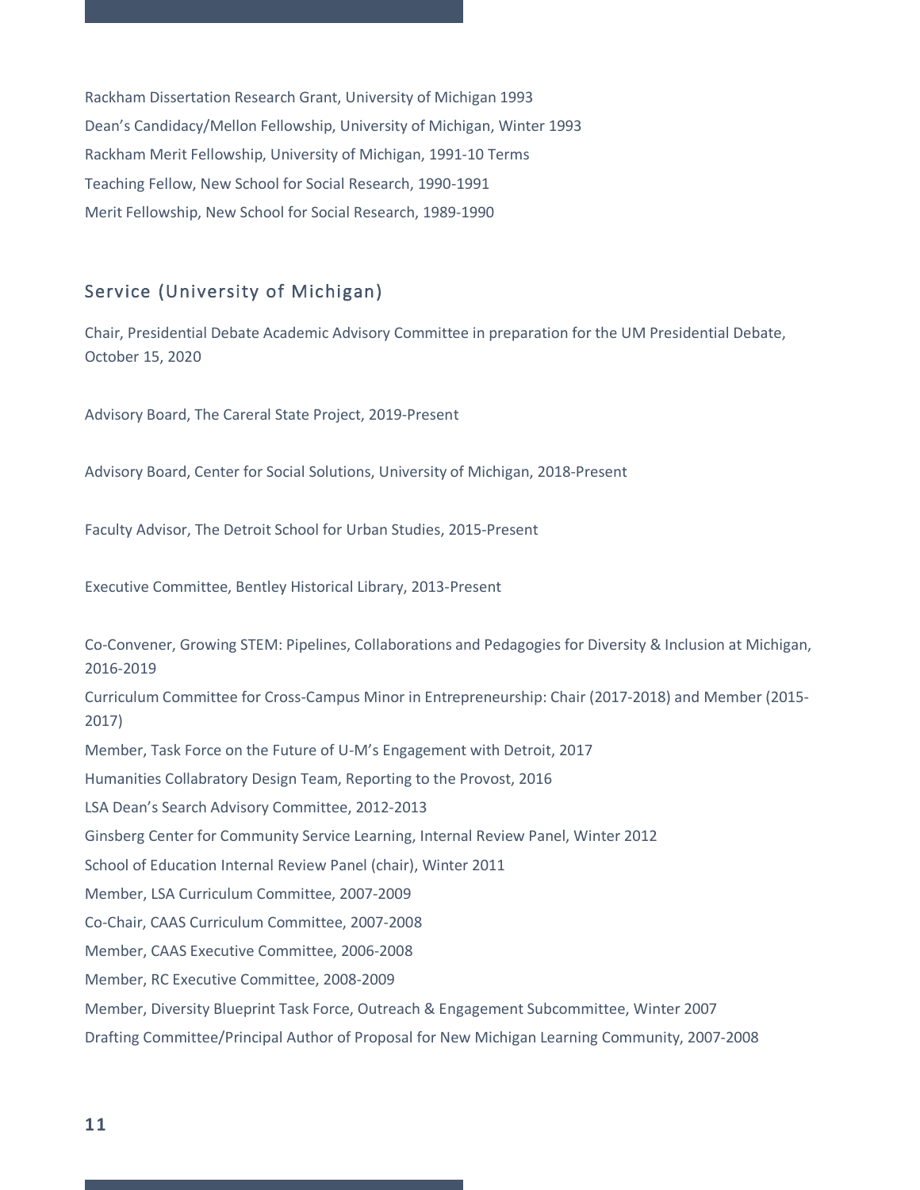Rackham Dissertation Research Grant, University of Michigan 1993

Dean's Candidacy/Mellon Fellowship, University of Michigan, Winter 1993

Rackham Merit Fellowship, University of Michigan, 1991-10 Terms

Teaching Fellow, New School for Social Research, 1990-1991

Merit Fellowship, New School for Social Research, 1989-1990

## Service (University of Michigan)

Chair, Presidential Debate Academic Advisory Committee in preparation for the UM Presidential Debate, October 15, 2020

Advisory Board, The Careral State Project, 2019-Present

Advisory Board, Center for Social Solutions, University of Michigan, 2018-Present

Faculty Advisor, The Detroit School for Urban Studies, 2015-Present

Executive Committee, Bentley Historical Library, 2013-Present

Co-Convener, Growing STEM: Pipelines, Collaborations and Pedagogies for Diversity & Inclusion at Michigan, 2016-2019

Curriculum Committee for Cross-Campus Minor in Entrepreneurship: Chair (2017-2018) and Member (2015-2017)

Member, Task Force on the Future of U-M's Engagement with Detroit, 2017

Humanities Collabratory Design Team, Reporting to the Provost, 2016

LSA Dean's Search Advisory Committee, 2012-2013

Ginsberg Center for Community Service Learning, Internal Review Panel, Winter 2012

School of Education Internal Review Panel (chair), Winter 2011

Member, LSA Curriculum Committee, 2007-2009

Co-Chair, CAAS Curriculum Committee, 2007-2008

Member, CAAS Executive Committee, 2006-2008

Member, RC Executive Committee, 2008-2009

Member, Diversity Blueprint Task Force, Outreach & Engagement Subcommittee, Winter 2007

Drafting Committee/Principal Author of Proposal for New Michigan Learning Community, 2007-2008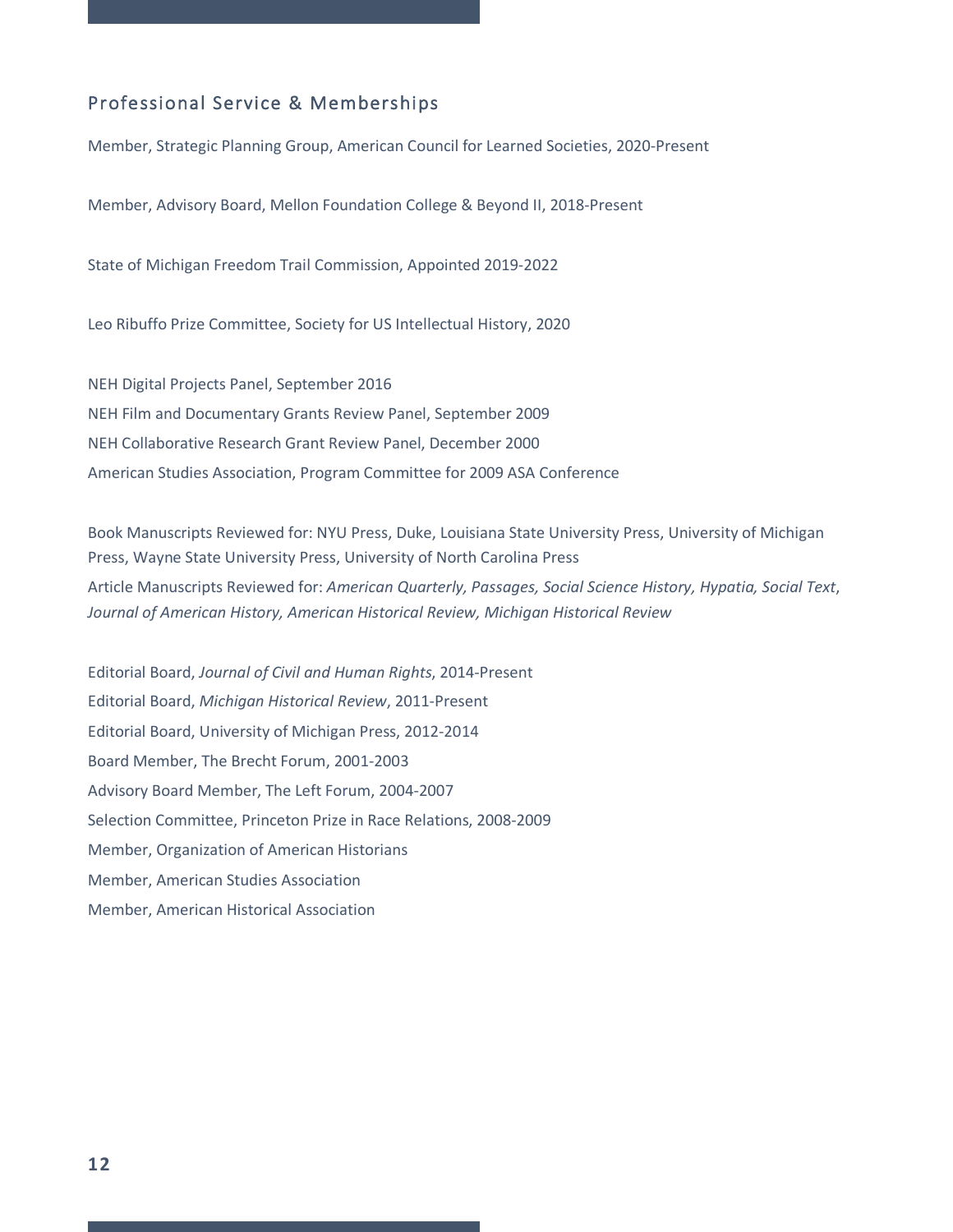## Professional Service & Memberships

Member, Strategic Planning Group, American Council for Learned Societies, 2020-Present

Member, Advisory Board, Mellon Foundation College & Beyond II, 2018-Present

State of Michigan Freedom Trail Commission, Appointed 2019-2022

Leo Ribuffo Prize Committee, Society for US Intellectual History, 2020

NEH Digital Projects Panel, September 2016
NEH Film and Documentary Grants Review Panel, September 2009
NEH Collaborative Research Grant Review Panel, December 2000
American Studies Association, Program Committee for 2009 ASA Conference

Book Manuscripts Reviewed for: NYU Press, Duke, Louisiana State University Press, University of Michigan Press, Wayne State University Press, University of North Carolina Press
Article Manuscripts Reviewed for: *American Quarterly, Passages, Social Science History, Hypatia, Social Text*, *Journal of American History, American Historical Review, Michigan Historical Review*

Editorial Board, *Journal of Civil and Human Rights*, 2014-Present
Editorial Board, *Michigan Historical Review*, 2011-Present
Editorial Board, University of Michigan Press, 2012-2014
Board Member, The Brecht Forum, 2001-2003
Advisory Board Member, The Left Forum, 2004-2007
Selection Committee, Princeton Prize in Race Relations, 2008-2009
Member, Organization of American Historians
Member, American Studies Association
Member, American Historical Association